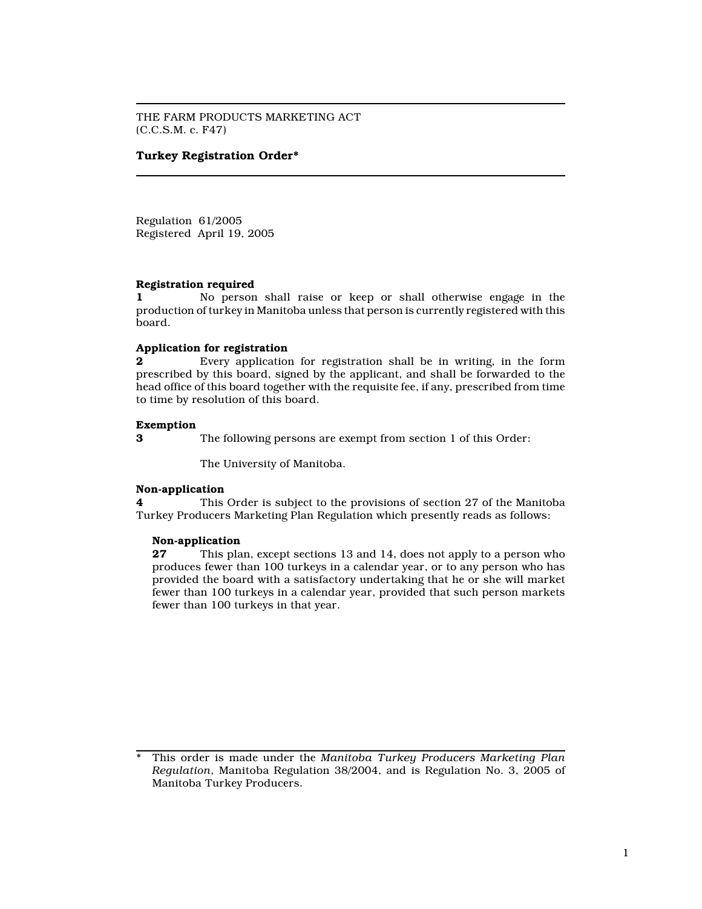THE FARM PRODUCTS MARKETING ACT
(C.C.S.M. c. F47)

# Turkey Registration Order*

Regulation 61/2005
Registered April 19, 2005

**Registration required**

**1** No person shall raise or keep or shall otherwise engage in the production of turkey in Manitoba unless that person is currently registered with this board.

**Application for registration**

**2** Every application for registration shall be in writing, in the form prescribed by this board, signed by the applicant, and shall be forwarded to the head office of this board together with the requisite fee, if any, prescribed from time to time by resolution of this board.

**Exemption**

**3** The following persons are exempt from section 1 of this Order:

The University of Manitoba.

**Non-application**

**4** This Order is subject to the provisions of section 27 of the Manitoba Turkey Producers Marketing Plan Regulation which presently reads as follows:

> **Non-application**
>
> **27** This plan, except sections 13 and 14, does not apply to a person who produces fewer than 100 turkeys in a calendar year, or to any person who has provided the board with a satisfactory undertaking that he or she will market fewer than 100 turkeys in a calendar year, provided that such person markets fewer than 100 turkeys in that year.

---

\* This order is made under the *Manitoba Turkey Producers Marketing Plan Regulation*, Manitoba Regulation 38/2004, and is Regulation No. 3, 2005 of Manitoba Turkey Producers.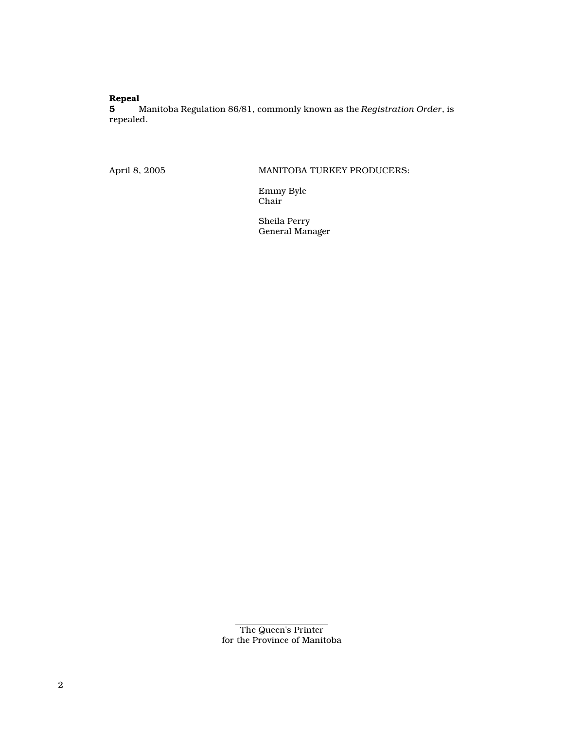**Repeal**

**5** Manitoba Regulation 86/81, commonly known as the *Registration Order*, is repealed.

April 8, 2005

MANITOBA TURKEY PRODUCERS:

Emmy Byle
Chair

Sheila Perry
General Manager

The Queen's Printer
for the Province of Manitoba